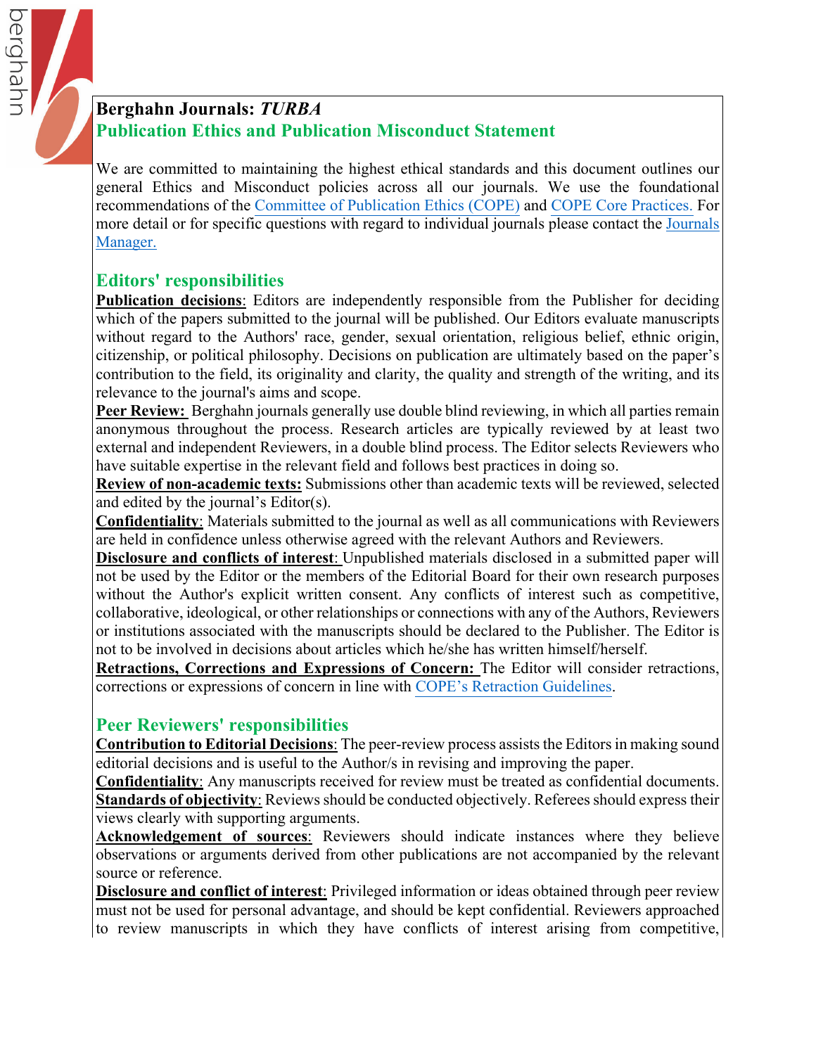# Berghahn Journals: *TURBA*

## Publication Ethics and Publication Misconduct Statement

We are committed to maintaining the highest ethical standards and this document outlines our general Ethics and Misconduct policies across all our journals. We use the foundational recommendations of the Committee of Publication Ethics (COPE) and COPE Core Practices. For more detail or for specific questions with regard to individual journals please contact the Journals Manager.

### Editors' responsibilities

**Publication decisions**: Editors are independently responsible from the Publisher for deciding which of the papers submitted to the journal will be published. Our Editors evaluate manuscripts without regard to the Authors' race, gender, sexual orientation, religious belief, ethnic origin, citizenship, or political philosophy. Decisions on publication are ultimately based on the paper's contribution to the field, its originality and clarity, the quality and strength of the writing, and its relevance to the journal's aims and scope.

**Peer Review:** Berghahn journals generally use double blind reviewing, in which all parties remain anonymous throughout the process. Research articles are typically reviewed by at least two external and independent Reviewers, in a double blind process. The Editor selects Reviewers who have suitable expertise in the relevant field and follows best practices in doing so.

**Review of non-academic texts:** Submissions other than academic texts will be reviewed, selected and edited by the journal's Editor(s).

**Confidentiality**: Materials submitted to the journal as well as all communications with Reviewers are held in confidence unless otherwise agreed with the relevant Authors and Reviewers.

**Disclosure and conflicts of interest**: Unpublished materials disclosed in a submitted paper will not be used by the Editor or the members of the Editorial Board for their own research purposes without the Author's explicit written consent. Any conflicts of interest such as competitive, collaborative, ideological, or other relationships or connections with any of the Authors, Reviewers or institutions associated with the manuscripts should be declared to the Publisher. The Editor is not to be involved in decisions about articles which he/she has written himself/herself.

**Retractions, Corrections and Expressions of Concern:** The Editor will consider retractions, corrections or expressions of concern in line with COPE's Retraction Guidelines.

### Peer Reviewers' responsibilities

**Contribution to Editorial Decisions**: The peer-review process assists the Editors in making sound editorial decisions and is useful to the Author/s in revising and improving the paper.

**Confidentiality**: Any manuscripts received for review must be treated as confidential documents.

**Standards of objectivity**: Reviews should be conducted objectively. Referees should express their views clearly with supporting arguments.

**Acknowledgement of sources**: Reviewers should indicate instances where they believe observations or arguments derived from other publications are not accompanied by the relevant source or reference.

**Disclosure and conflict of interest**: Privileged information or ideas obtained through peer review must not be used for personal advantage, and should be kept confidential. Reviewers approached to review manuscripts in which they have conflicts of interest arising from competitive,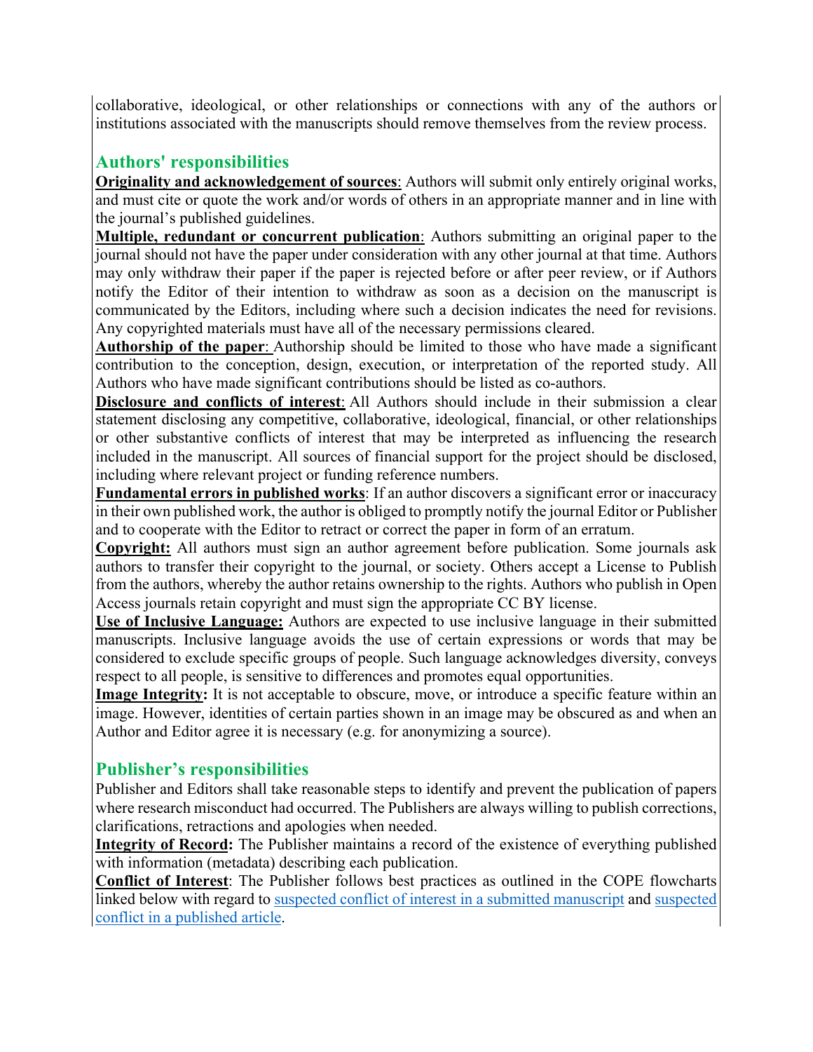collaborative, ideological, or other relationships or connections with any of the authors or institutions associated with the manuscripts should remove themselves from the review process.

## Authors' responsibilities

**Originality and acknowledgement of sources**: Authors will submit only entirely original works, and must cite or quote the work and/or words of others in an appropriate manner and in line with the journal's published guidelines.

**Multiple, redundant or concurrent publication**: Authors submitting an original paper to the journal should not have the paper under consideration with any other journal at that time. Authors may only withdraw their paper if the paper is rejected before or after peer review, or if Authors notify the Editor of their intention to withdraw as soon as a decision on the manuscript is communicated by the Editors, including where such a decision indicates the need for revisions. Any copyrighted materials must have all of the necessary permissions cleared.

**Authorship of the paper**: Authorship should be limited to those who have made a significant contribution to the conception, design, execution, or interpretation of the reported study. All Authors who have made significant contributions should be listed as co-authors.

**Disclosure and conflicts of interest**: All Authors should include in their submission a clear statement disclosing any competitive, collaborative, ideological, financial, or other relationships or other substantive conflicts of interest that may be interpreted as influencing the research included in the manuscript. All sources of financial support for the project should be disclosed, including where relevant project or funding reference numbers.

**Fundamental errors in published works**: If an author discovers a significant error or inaccuracy in their own published work, the author is obliged to promptly notify the journal Editor or Publisher and to cooperate with the Editor to retract or correct the paper in form of an erratum.

**Copyright:** All authors must sign an author agreement before publication. Some journals ask authors to transfer their copyright to the journal, or society. Others accept a License to Publish from the authors, whereby the author retains ownership to the rights. Authors who publish in Open Access journals retain copyright and must sign the appropriate CC BY license.

**Use of Inclusive Language:** Authors are expected to use inclusive language in their submitted manuscripts. Inclusive language avoids the use of certain expressions or words that may be considered to exclude specific groups of people. Such language acknowledges diversity, conveys respect to all people, is sensitive to differences and promotes equal opportunities.

**Image Integrity:** It is not acceptable to obscure, move, or introduce a specific feature within an image. However, identities of certain parties shown in an image may be obscured as and when an Author and Editor agree it is necessary (e.g. for anonymizing a source).

## Publisher's responsibilities

Publisher and Editors shall take reasonable steps to identify and prevent the publication of papers where research misconduct had occurred. The Publishers are always willing to publish corrections, clarifications, retractions and apologies when needed.

**Integrity of Record:** The Publisher maintains a record of the existence of everything published with information (metadata) describing each publication.

**Conflict of Interest**: The Publisher follows best practices as outlined in the COPE flowcharts linked below with regard to suspected conflict of interest in a submitted manuscript and suspected conflict in a published article.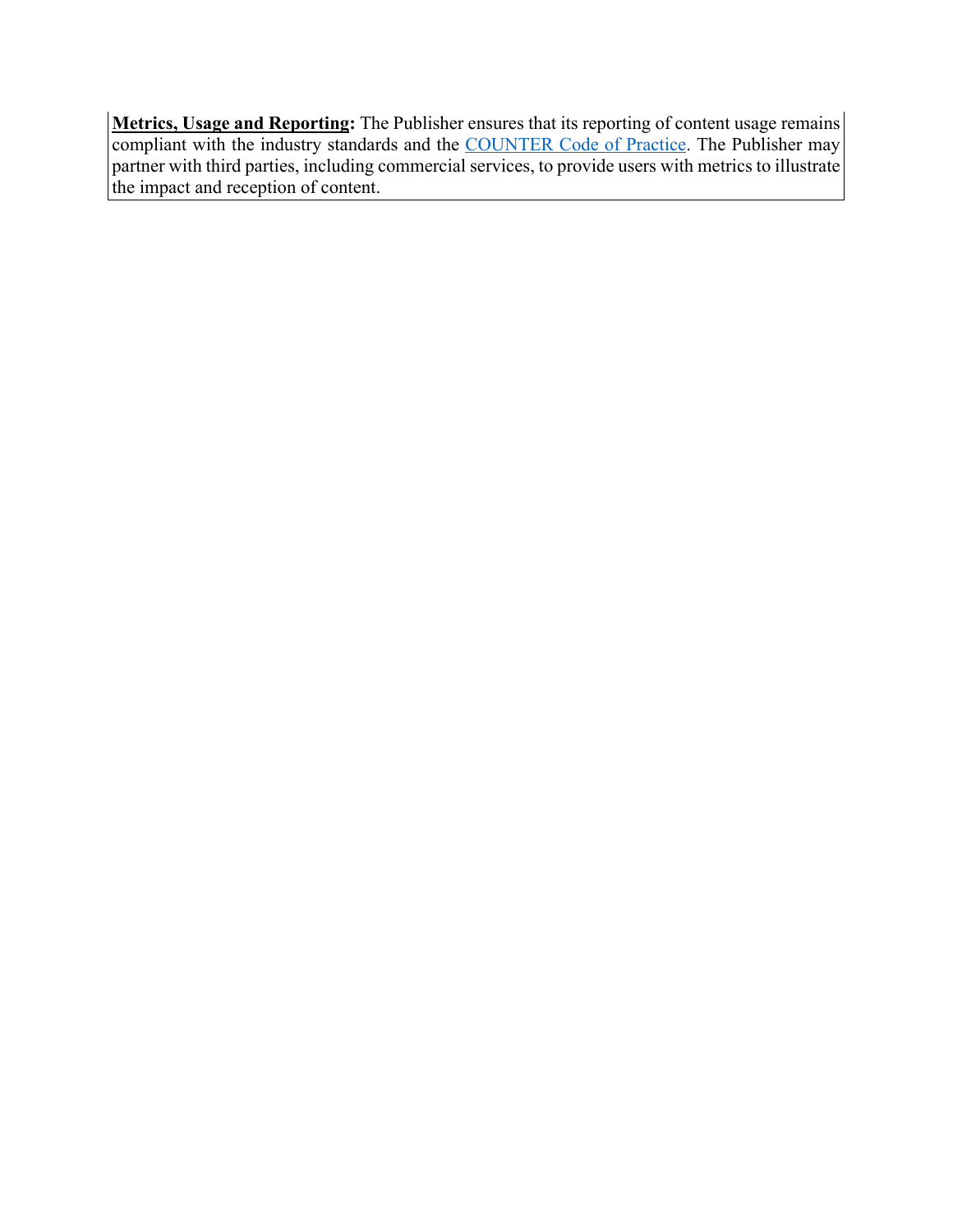**Metrics, Usage and Reporting:** The Publisher ensures that its reporting of content usage remains compliant with the industry standards and the COUNTER Code of Practice. The Publisher may partner with third parties, including commercial services, to provide users with metrics to illustrate the impact and reception of content.